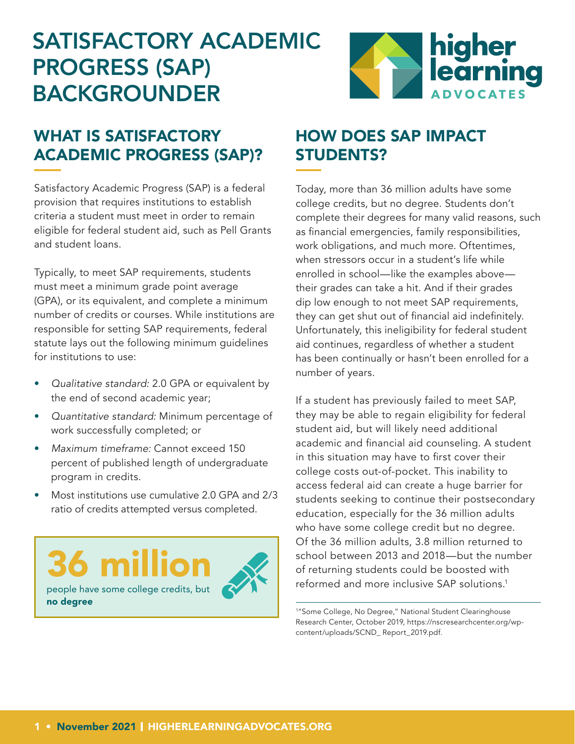# SATISFACTORY ACADEMIC PROGRESS (SAP) BACKGROUNDER

higher learning ADVOCATES

## WHAT IS SATISFACTORY ACADEMIC PROGRESS (SAP)?

Satisfactory Academic Progress (SAP) is a federal provision that requires institutions to establish criteria a student must meet in order to remain eligible for federal student aid, such as Pell Grants and student loans.

Typically, to meet SAP requirements, students must meet a minimum grade point average (GPA), or its equivalent, and complete a minimum number of credits or courses. While institutions are responsible for setting SAP requirements, federal statute lays out the following minimum guidelines for institutions to use:

- *Qualitative standard:* 2.0 GPA or equivalent by the end of second academic year;
- *Quantitative standard:* Minimum percentage of work successfully completed; or
- *Maximum timeframe:* Cannot exceed 150 percent of published length of undergraduate program in credits.
- Most institutions use cumulative 2.0 GPA and 2/3 ratio of credits attempted versus completed.

**36 million**
people have some college credits, but **no degree**

## HOW DOES SAP IMPACT STUDENTS?

Today, more than 36 million adults have some college credits, but no degree. Students don't complete their degrees for many valid reasons, such as financial emergencies, family responsibilities, work obligations, and much more. Oftentimes, when stressors occur in a student's life while enrolled in school—like the examples above—their grades can take a hit. And if their grades dip low enough to not meet SAP requirements, they can get shut out of financial aid indefinitely. Unfortunately, this ineligibility for federal student aid continues, regardless of whether a student has been continually or hasn't been enrolled for a number of years.

If a student has previously failed to meet SAP, they may be able to regain eligibility for federal student aid, but will likely need additional academic and financial aid counseling. A student in this situation may have to first cover their college costs out-of-pocket. This inability to access federal aid can create a huge barrier for students seeking to continue their postsecondary education, especially for the 36 million adults who have some college credit but no degree. Of the 36 million adults, 3.8 million returned to school between 2013 and 2018—but the number of returning students could be boosted with reformed and more inclusive SAP solutions.[1]

[1] "Some College, No Degree," National Student Clearinghouse Research Center, October 2019, https://nscresearchcenter.org/wp-content/uploads/SCND_ Report_2019.pdf.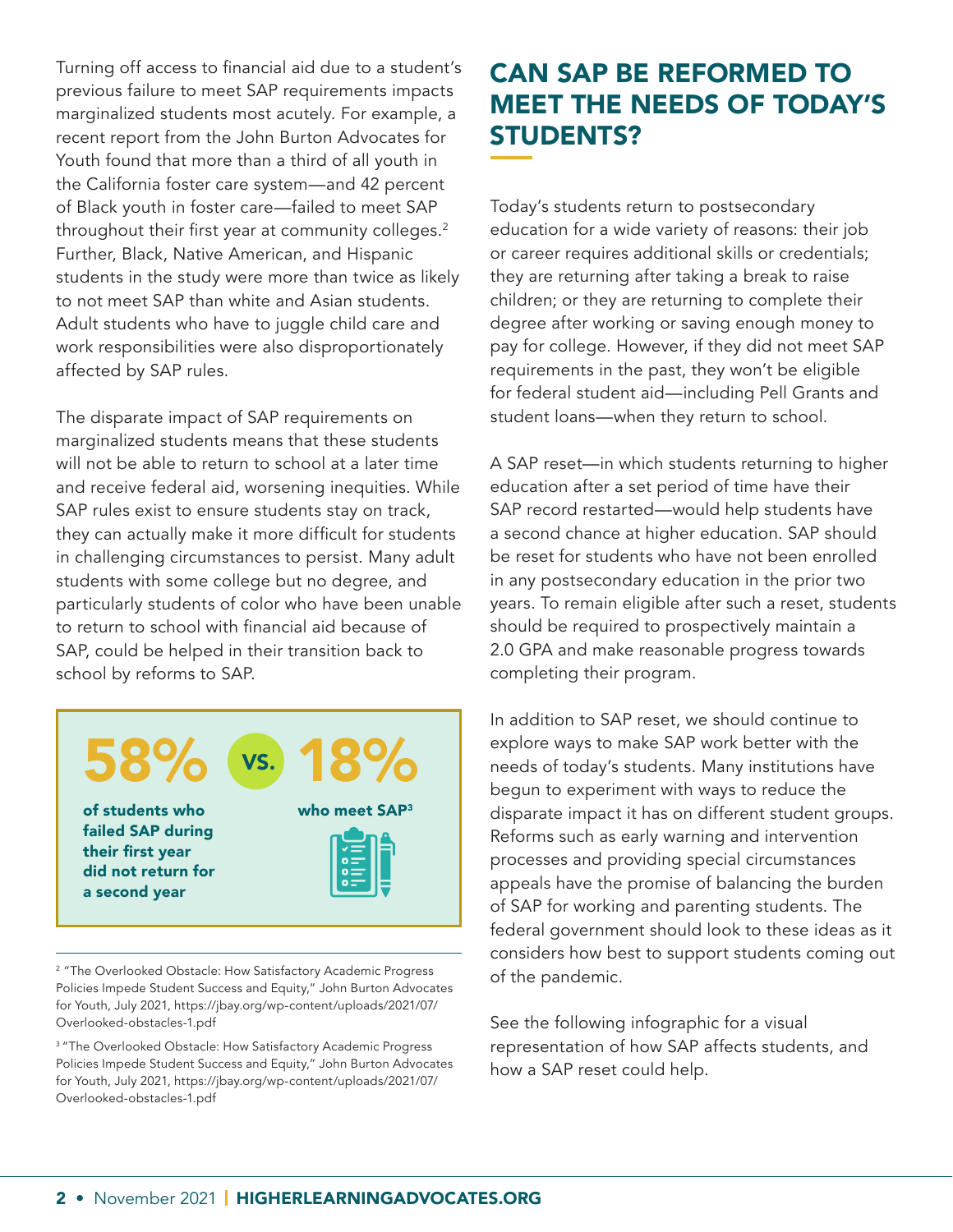Turning off access to financial aid due to a student's previous failure to meet SAP requirements impacts marginalized students most acutely. For example, a recent report from the John Burton Advocates for Youth found that more than a third of all youth in the California foster care system—and 42 percent of Black youth in foster care—failed to meet SAP throughout their first year at community colleges.[2] Further, Black, Native American, and Hispanic students in the study were more than twice as likely to not meet SAP than white and Asian students. Adult students who have to juggle child care and work responsibilities were also disproportionately affected by SAP rules.

The disparate impact of SAP requirements on marginalized students means that these students will not be able to return to school at a later time and receive federal aid, worsening inequities. While SAP rules exist to ensure students stay on track, they can actually make it more difficult for students in challenging circumstances to persist. Many adult students with some college but no degree, and particularly students of color who have been unable to return to school with financial aid because of SAP, could be helped in their transition back to school by reforms to SAP.

**58%** vs. **18%**

**of students who failed SAP during their first year did not return for a second year** vs. **who meet SAP[3]**

[2] "The Overlooked Obstacle: How Satisfactory Academic Progress Policies Impede Student Success and Equity," John Burton Advocates for Youth, July 2021, https://jbay.org/wp-content/uploads/2021/07/Overlooked-obstacles-1.pdf

[3] "The Overlooked Obstacle: How Satisfactory Academic Progress Policies Impede Student Success and Equity," John Burton Advocates for Youth, July 2021, https://jbay.org/wp-content/uploads/2021/07/Overlooked-obstacles-1.pdf

## CAN SAP BE REFORMED TO MEET THE NEEDS OF TODAY'S STUDENTS?

Today's students return to postsecondary education for a wide variety of reasons: their job or career requires additional skills or credentials; they are returning after taking a break to raise children; or they are returning to complete their degree after working or saving enough money to pay for college. However, if they did not meet SAP requirements in the past, they won't be eligible for federal student aid—including Pell Grants and student loans—when they return to school.

A SAP reset—in which students returning to higher education after a set period of time have their SAP record restarted—would help students have a second chance at higher education. SAP should be reset for students who have not been enrolled in any postsecondary education in the prior two years. To remain eligible after such a reset, students should be required to prospectively maintain a 2.0 GPA and make reasonable progress towards completing their program.

In addition to SAP reset, we should continue to explore ways to make SAP work better with the needs of today's students. Many institutions have begun to experiment with ways to reduce the disparate impact it has on different student groups. Reforms such as early warning and intervention processes and providing special circumstances appeals have the promise of balancing the burden of SAP for working and parenting students. The federal government should look to these ideas as it considers how best to support students coming out of the pandemic.

See the following infographic for a visual representation of how SAP affects students, and how a SAP reset could help.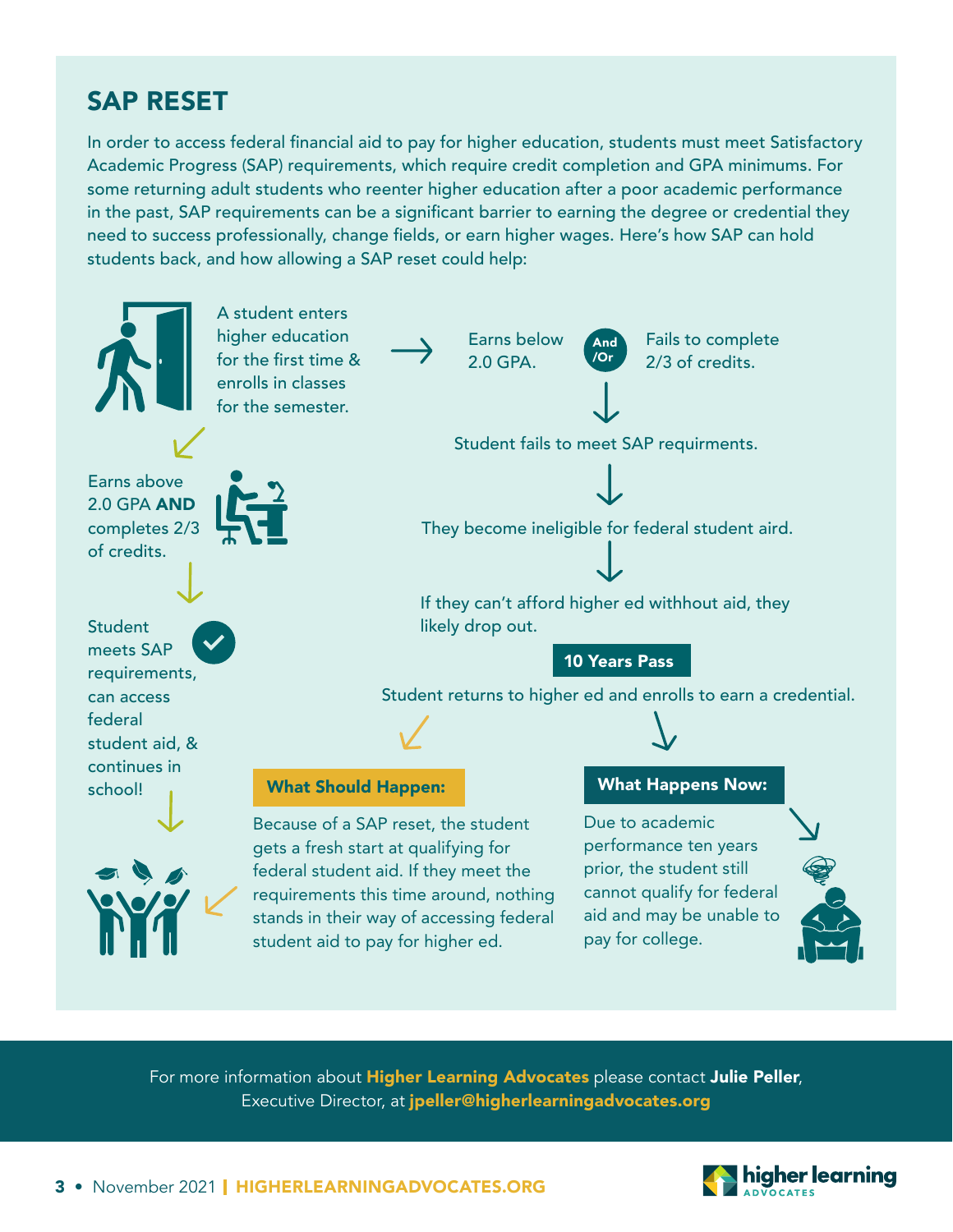## SAP RESET

In order to access federal financial aid to pay for higher education, students must meet Satisfactory Academic Progress (SAP) requirements, which require credit completion and GPA minimums. For some returning adult students who reenter higher education after a poor academic performance in the past, SAP requirements can be a significant barrier to earning the degree or credential they need to success professionally, change fields, or earn higher wages. Here's how SAP can hold students back, and how allowing a SAP reset could help:

A student enters higher education for the first time & enrolls in classes for the semester.

Earns above 2.0 GPA **AND** completes 2/3 of credits.

Student meets SAP requirements, can access federal student aid, & continues in school!

Earns below 2.0 GPA.

And /Or

Fails to complete 2/3 of credits.

Student fails to meet SAP requirments.

They become ineligible for federal student aird.

If they can't afford higher ed withhout aid, they likely drop out.

**10 Years Pass**

Student returns to higher ed and enrolls to earn a credential.

**What Should Happen:**

Because of a SAP reset, the student gets a fresh start at qualifying for federal student aid. If they meet the requirements this time around, nothing stands in their way of accessing federal student aid to pay for higher ed.

**What Happens Now:**

Due to academic performance ten years prior, the student still cannot qualify for federal aid and may be unable to pay for college.

For more information about **Higher Learning Advocates** please contact **Julie Peller**, Executive Director, at **jpeller@higherlearningadvocates.org**